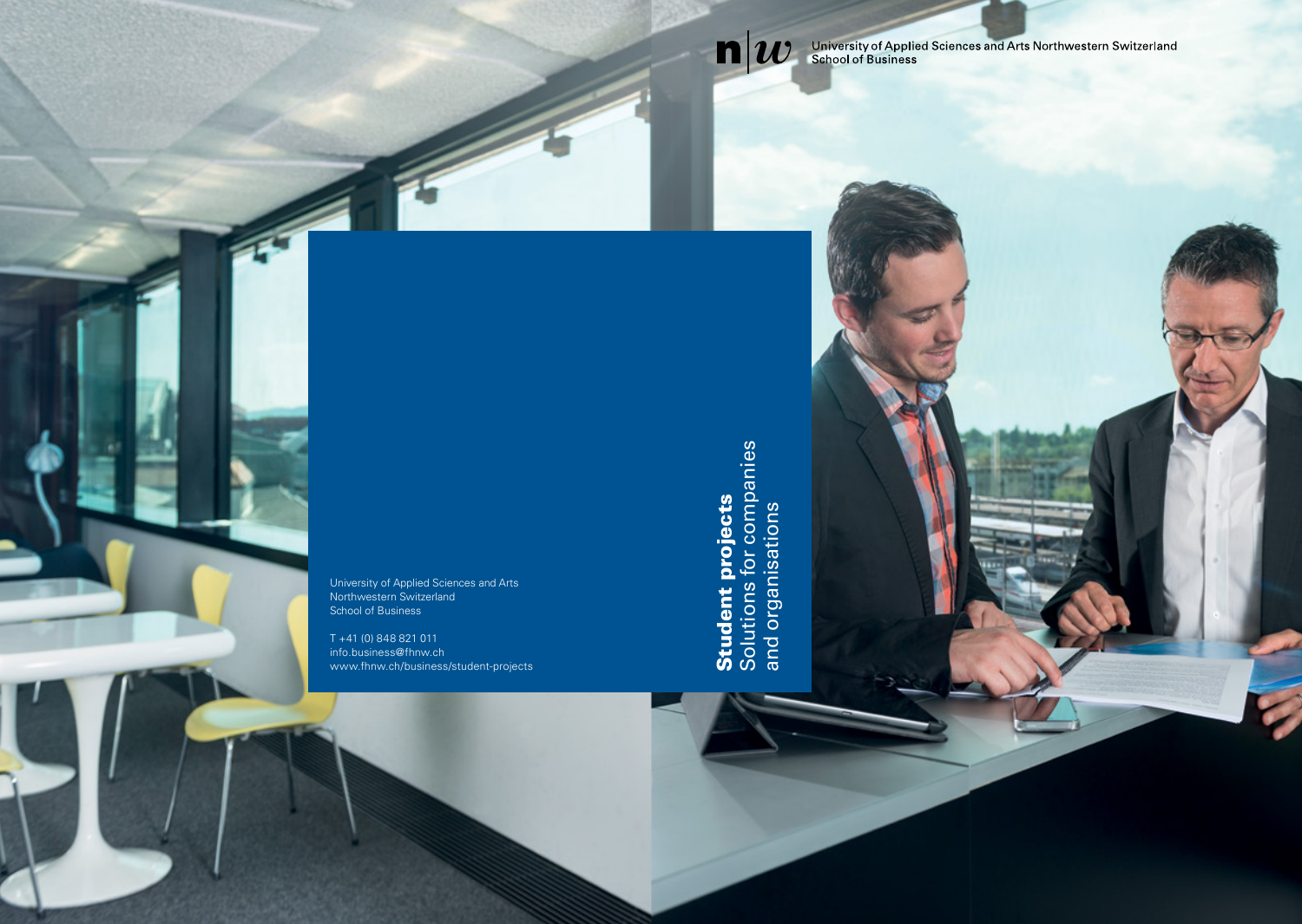University of Applied Sciences and Arts Northwestern Switzerland
School of Business

# **Student projects**
## Solutions for companies and organisations

University of Applied Sciences and Arts
Northwestern Switzerland
School of Business

T +41 (0) 848 821 011
info.business@fhnw.ch
www.fhnw.ch/business/student-projects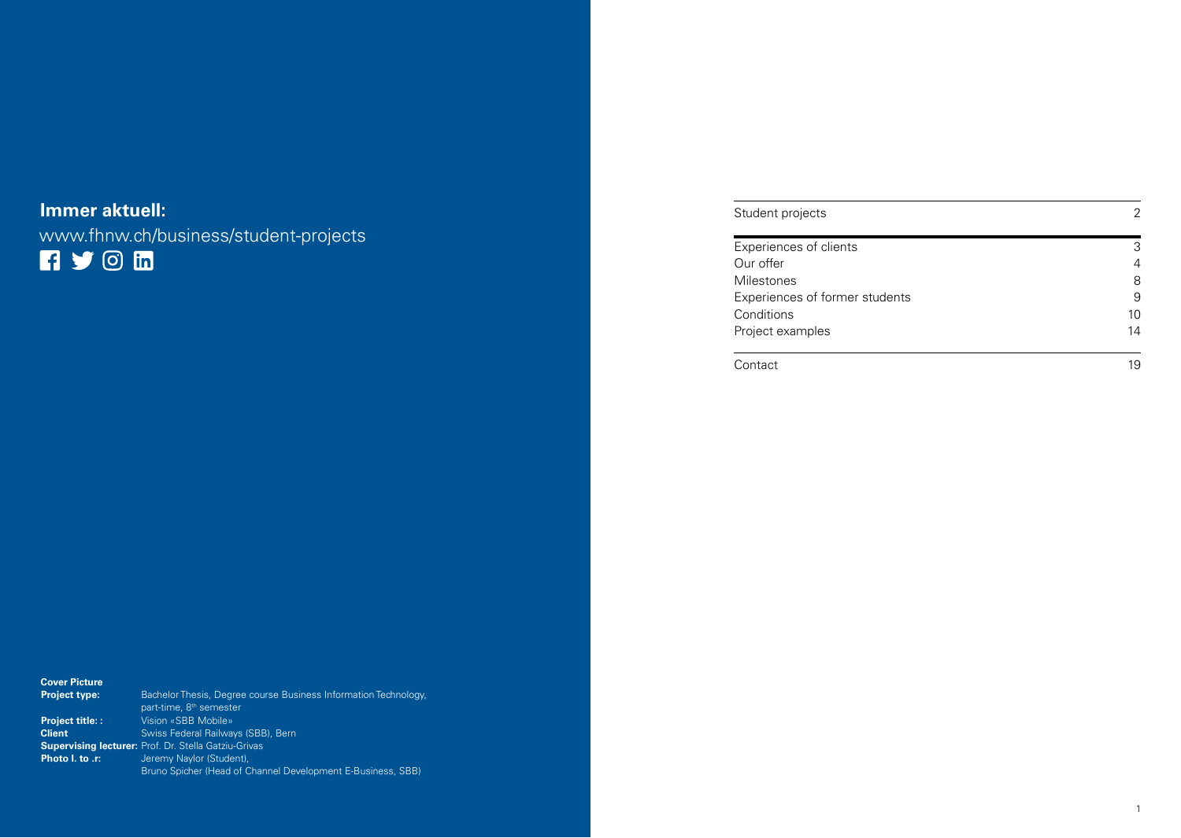**Immer aktuell:**

www.fhnw.ch/business/student-projects

**Cover Picture**

**Project type:** Bachelor Thesis, Degree course Business Information Technology, part-time, 8th semester

**Project title: :** Vision «SBB Mobile»

**Client** Swiss Federal Railways (SBB), Bern

**Supervising lecturer:** Prof. Dr. Stella Gatziu-Grivas

**Photo l. to .r:** Jeremy Naylor (Student), Bruno Spicher (Head of Channel Development E-Business, SBB)

| | |
|---|---|
| Student projects | 2 |
| Experiences of clients | 3 |
| Our offer | 4 |
| Milestones | 8 |
| Experiences of former students | 9 |
| Conditions | 10 |
| Project examples | 14 |
| Contact | 19 |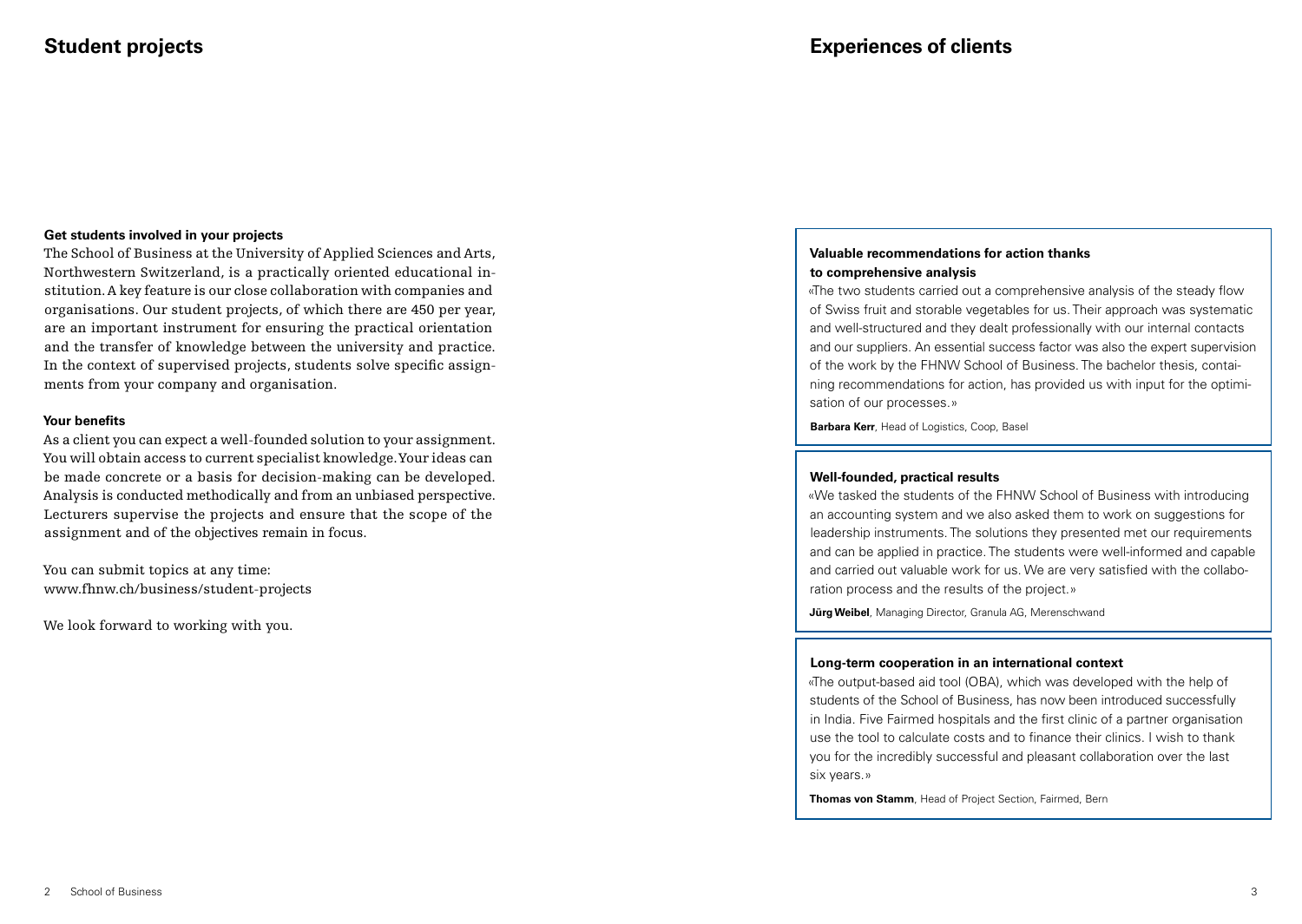## Student projects

**Get students involved in your projects**

The School of Business at the University of Applied Sciences and Arts, Northwestern Switzerland, is a practically oriented educational institution. A key feature is our close collaboration with companies and organisations. Our student projects, of which there are 450 per year, are an important instrument for ensuring the practical orientation and the transfer of knowledge between the university and practice. In the context of supervised projects, students solve specific assignments from your company and organisation.

**Your benefits**

As a client you can expect a well-founded solution to your assignment. You will obtain access to current specialist knowledge. Your ideas can be made concrete or a basis for decision-making can be developed. Analysis is conducted methodically and from an unbiased perspective. Lecturers supervise the projects and ensure that the scope of the assignment and of the objectives remain in focus.

You can submit topics at any time:
www.fhnw.ch/business/student-projects

We look forward to working with you.

## Experiences of clients

**Valuable recommendations for action thanks to comprehensive analysis**

«The two students carried out a comprehensive analysis of the steady flow of Swiss fruit and storable vegetables for us. Their approach was systematic and well-structured and they dealt professionally with our internal contacts and our suppliers. An essential success factor was also the expert supervision of the work by the FHNW School of Business. The bachelor thesis, containing recommendations for action, has provided us with input for the optimisation of our processes.»

**Barbara Kerr**, Head of Logistics, Coop, Basel

**Well-founded, practical results**

«We tasked the students of the FHNW School of Business with introducing an accounting system and we also asked them to work on suggestions for leadership instruments. The solutions they presented met our requirements and can be applied in practice. The students were well-informed and capable and carried out valuable work for us. We are very satisfied with the collaboration process and the results of the project.»

**Jürg Weibel**, Managing Director, Granula AG, Merenschwand

**Long-term cooperation in an international context**

«The output-based aid tool (OBA), which was developed with the help of students of the School of Business, has now been introduced successfully in India. Five Fairmed hospitals and the first clinic of a partner organisation use the tool to calculate costs and to finance their clinics. I wish to thank you for the incredibly successful and pleasant collaboration over the last six years.»

**Thomas von Stamm**, Head of Project Section, Fairmed, Bern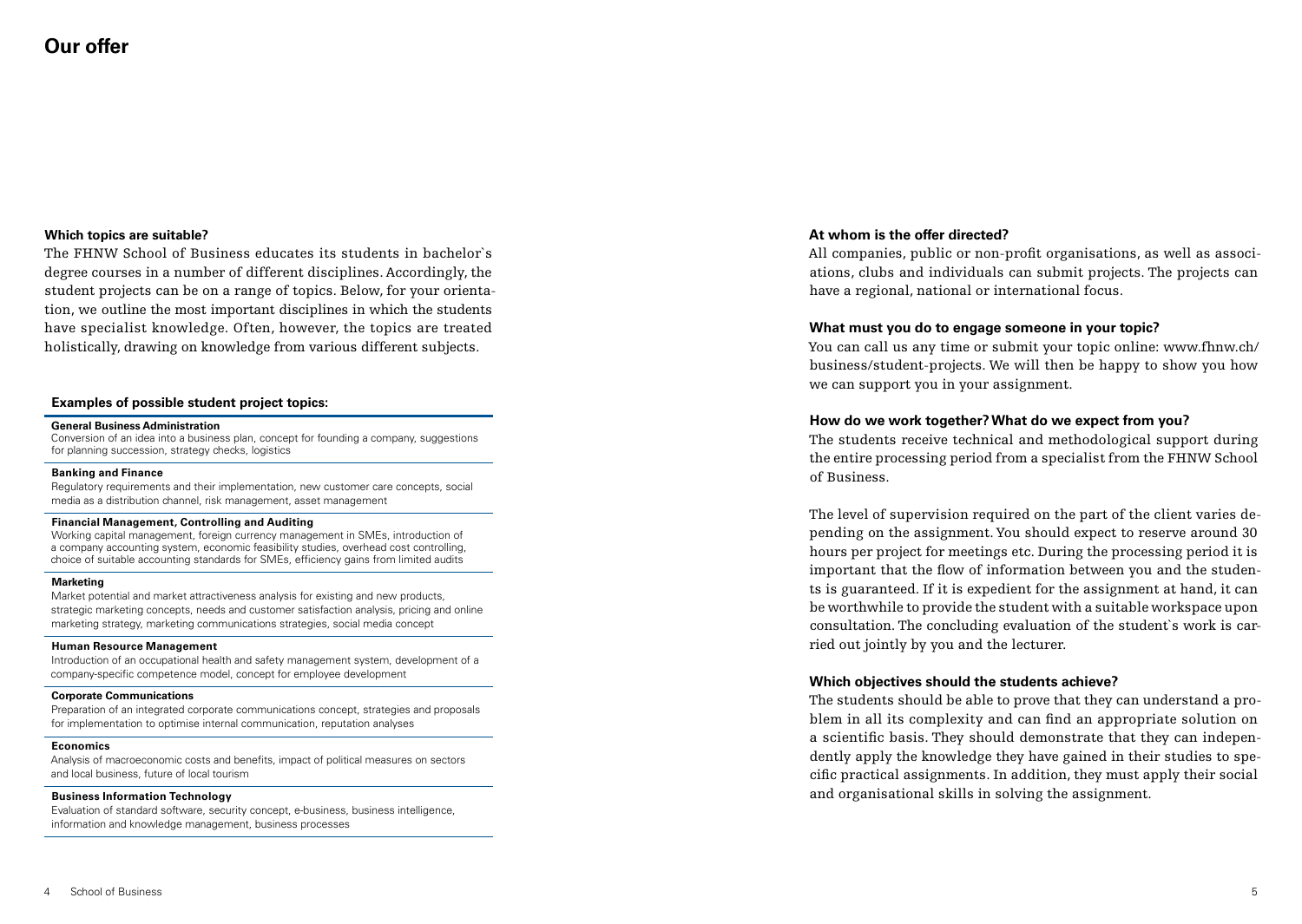# Our offer

### Which topics are suitable?

The FHNW School of Business educates its students in bachelor`s degree courses in a number of different disciplines. Accordingly, the student projects can be on a range of topics. Below, for your orientation, we outline the most important disciplines in which the students have specialist knowledge. Often, however, the topics are treated holistically, drawing on knowledge from various different subjects.

**Examples of possible student project topics:**

**General Business Administration**
Conversion of an idea into a business plan, concept for founding a company, suggestions for planning succession, strategy checks, logistics

**Banking and Finance**
Regulatory requirements and their implementation, new customer care concepts, social media as a distribution channel, risk management, asset management

**Financial Management, Controlling and Auditing**
Working capital management, foreign currency management in SMEs, introduction of a company accounting system, economic feasibility studies, overhead cost controlling, choice of suitable accounting standards for SMEs, efficiency gains from limited audits

**Marketing**
Market potential and market attractiveness analysis for existing and new products, strategic marketing concepts, needs and customer satisfaction analysis, pricing and online marketing strategy, marketing communications strategies, social media concept

**Human Resource Management**
Introduction of an occupational health and safety management system, development of a company-specific competence model, concept for employee development

**Corporate Communications**
Preparation of an integrated corporate communications concept, strategies and proposals for implementation to optimise internal communication, reputation analyses

**Economics**
Analysis of macroeconomic costs and benefits, impact of political measures on sectors and local business, future of local tourism

**Business Information Technology**
Evaluation of standard software, security concept, e-business, business intelligence, information and knowledge management, business processes

### At whom is the offer directed?

All companies, public or non-profit organisations, as well as associations, clubs and individuals can submit projects. The projects can have a regional, national or international focus.

### What must you do to engage someone in your topic?

You can call us any time or submit your topic online: www.fhnw.ch/business/student-projects. We will then be happy to show you how we can support you in your assignment.

### How do we work together? What do we expect from you?

The students receive technical and methodological support during the entire processing period from a specialist from the FHNW School of Business.

The level of supervision required on the part of the client varies depending on the assignment. You should expect to reserve around 30 hours per project for meetings etc. During the processing period it is important that the flow of information between you and the students is guaranteed. If it is expedient for the assignment at hand, it can be worthwhile to provide the student with a suitable workspace upon consultation. The concluding evaluation of the student`s work is carried out jointly by you and the lecturer.

### Which objectives should the students achieve?

The students should be able to prove that they can understand a problem in all its complexity and can find an appropriate solution on a scientific basis. They should demonstrate that they can independently apply the knowledge they have gained in their studies to specific practical assignments. In addition, they must apply their social and organisational skills in solving the assignment.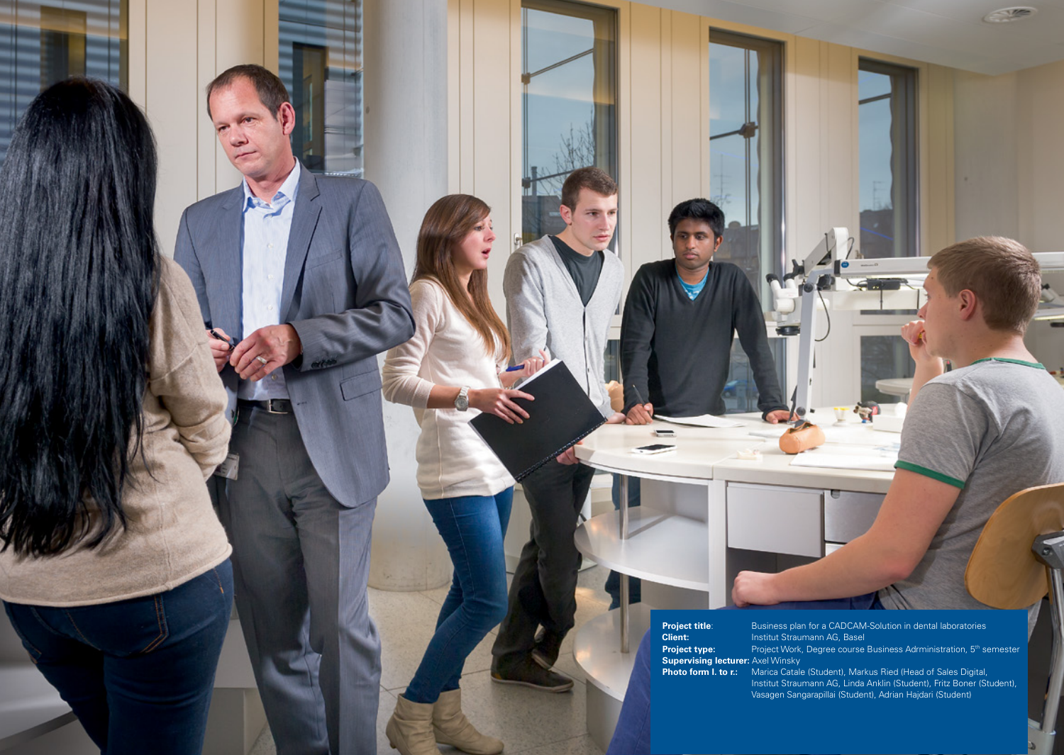**Project title**: Business plan for a CADCAM-Solution in dental laboratories
**Client:** Institut Straumann AG, Basel
**Project type:** Project Work, Degree course Business Adrministration, 5th semester
**Supervising lecturer:** Axel Winsky
**Photo form l. to r.:** Marica Catale (Student), Markus Ried (Head of Sales Digital, Institut Straumann AG, Linda Anklin (Student), Fritz Boner (Student), Vasagen Sangarapillai (Student), Adrian Hajdari (Student)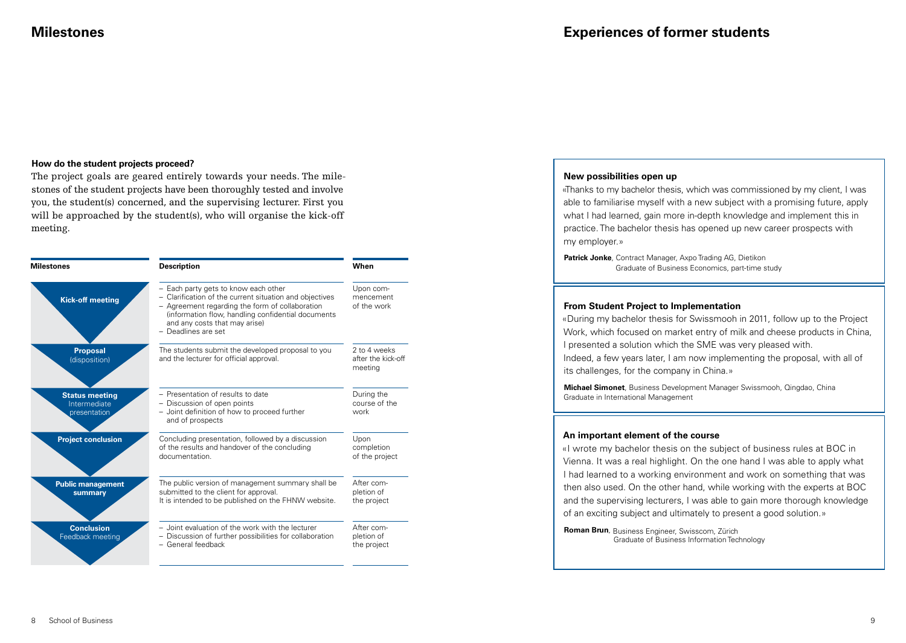## Milestones

**How do the student projects proceed?**

The project goals are geared entirely towards your needs. The milestones of the student projects have been thoroughly tested and involve you, the student(s) concerned, and the supervising lecturer. First you will be approached by the student(s), who will organise the kick-off meeting.

| Milestones | Description | When |
| --- | --- | --- |
| **Kick-off meeting** | – Each party gets to know each other<br>– Clarification of the current situation and objectives<br>– Agreement regarding the form of collaboration (information flow, handling confidential documents and any costs that may arise)<br>– Deadlines are set | Upon commencement of the work |
| **Proposal** (disposition) | The students submit the developed proposal to you and the lecturer for official approval. | 2 to 4 weeks after the kick-off meeting |
| **Status meeting** Intermediate presentation | – Presentation of results to date<br>– Discussion of open points<br>– Joint definition of how to proceed further and of prospects | During the course of the work |
| **Project conclusion** | Concluding presentation, followed by a discussion of the results and handover of the concluding documentation. | Upon completion of the project |
| **Public management summary** | The public version of management summary shall be submitted to the client for approval. It is intended to be published on the FHNW website. | After completion of the project |
| **Conclusion** Feedback meeting | – Joint evaluation of the work with the lecturer<br>– Discussion of further possibilities for collaboration<br>– General feedback | After completion of the project |

## Experiences of former students

**New possibilities open up**

«Thanks to my bachelor thesis, which was commissioned by my client, I was able to familiarise myself with a new subject with a promising future, apply what I had learned, gain more in-depth knowledge and implement this in practice. The bachelor thesis has opened up new career prospects with my employer.»

**Patrick Jonke**, Contract Manager, Axpo Trading AG, Dietikon
Graduate of Business Economics, part-time study

**From Student Project to Implementation**

«During my bachelor thesis for Swissmooh in 2011, follow up to the Project Work, which focused on market entry of milk and cheese products in China, I presented a solution which the SME was very pleased with.
Indeed, a few years later, I am now implementing the proposal, with all of its challenges, for the company in China.»

**Michael Simonet**, Business Development Manager Swissmooh, Qingdao, China
Graduate in International Management

**An important element of the course**

«I wrote my bachelor thesis on the subject of business rules at BOC in Vienna. It was a real highlight. On the one hand I was able to apply what I had learned to a working environment and work on something that was then also used. On the other hand, while working with the experts at BOC and the supervising lecturers, I was able to gain more thorough knowledge of an exciting subject and ultimately to present a good solution.»

**Roman Brun**, Business Engineer, Swisscom, Zürich
Graduate of Business Information Technology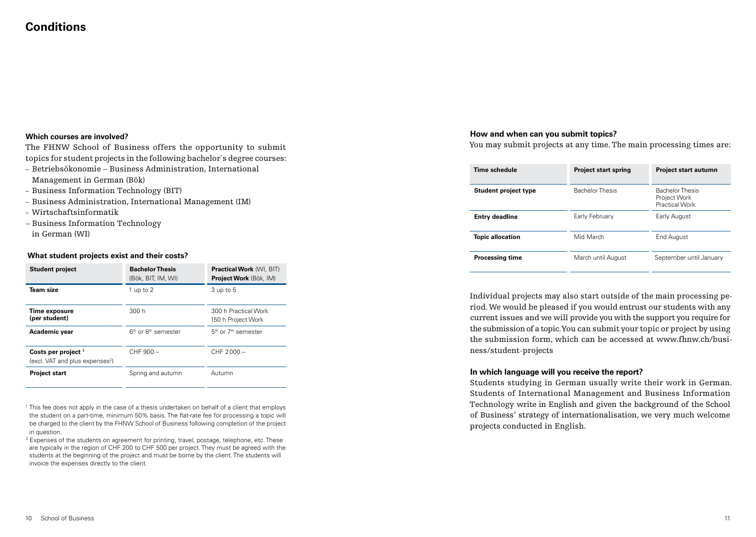# Conditions

### Which courses are involved?

The FHNW School of Business offers the opportunity to submit topics for student projects in the following bachelor`s degree courses:

- Betriebsökonomie – Business Administration, International Management in German (Bök)
- Business Information Technology (BIT)
- Business Administration, International Management (IM)
- Wirtschaftsinformatik
- Business Information Technology in German (WI)

### What student projects exist and their costs?

| Student project | **Bachelor Thesis** (Bök, BIT, IM, WI) | **Practical Work** (WI, BIT) **Project Work** (Bök, IM) |
|---|---|---|
| **Team size** | 1 up to 2 | 3 up to 5 |
| **Time exposure (per student)** | 300 h | 300 h Practical Work 150 h Project Work |
| **Academic year** | 6th or 8th semester | 5th or 7th semester |
| **Costs per project** [1] (excl. VAT and plus expenses[2]) | CHF 900.– | CHF 2 000.– |
| **Project start** | Spring and autumn | Autumn |

[1] This fee does not apply in the case of a thesis undertaken on behalf of a client that employs the student on a part-time, minimum 50% basis. The flat-rate fee for processing a topic will be charged to the client by the FHNW School of Business following completion of the project in question.

[2] Expenses of the students on agreement for printing, travel, postage, telephone, etc. These are typically in the region of CHF 200 to CHF 500 per project. They must be agreed with the students at the beginning of the project and must be borne by the client. The students will invoice the expenses directly to the client.

### How and when can you submit topics?

You may submit projects at any time. The main processing times are:

| Time schedule | Project start spring | Project start autumn |
|---|---|---|
| **Student project type** | Bachelor Thesis | Bachelor Thesis Project Work Practical Work |
| **Entry deadline** | Early February | Early August |
| **Topic allocation** | Mid March | End August |
| **Processing time** | March until August | September until January |

Individual projects may also start outside of the main processing period. We would be pleased if you would entrust our students with any current issues and we will provide you with the support you require for the submission of a topic. You can submit your topic or project by using the submission form, which can be accessed at www.fhnw.ch/business/student-projects

### In which language will you receive the report?

Students studying in German usually write their work in German. Students of International Management and Business Information Technology write in English and given the background of the School of Business' strategy of internationalisation, we very much welcome projects conducted in English.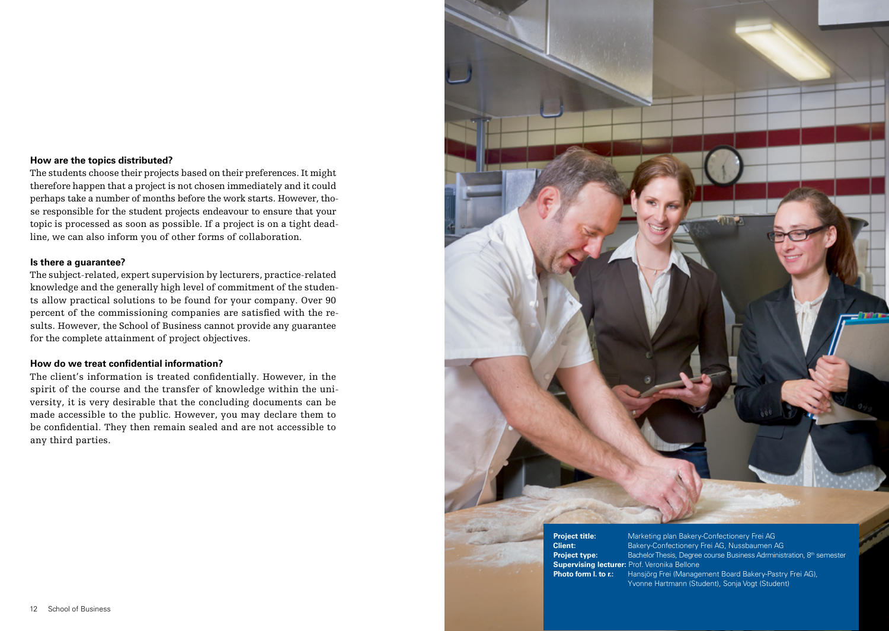### How are the topics distributed?

The students choose their projects based on their preferences. It might therefore happen that a project is not chosen immediately and it could perhaps take a number of months before the work starts. However, those responsible for the student projects endeavour to ensure that your topic is processed as soon as possible. If a project is on a tight deadline, we can also inform you of other forms of collaboration.

### Is there a guarantee?

The subject-related, expert supervision by lecturers, practice-related knowledge and the generally high level of commitment of the students allow practical solutions to be found for your company. Over 90 percent of the commissioning companies are satisfied with the results. However, the School of Business cannot provide any guarantee for the complete attainment of project objectives.

### How do we treat confidential information?

The client's information is treated confidentially. However, in the spirit of the course and the transfer of knowledge within the university, it is very desirable that the concluding documents can be made accessible to the public. However, you may declare them to be confidential. They then remain sealed and are not accessible to any third parties.

**Project title:** Marketing plan Bakery-Confectionery Frei AG
**Client:** Bakery-Confectionery Frei AG, Nussbaumen AG
**Project type:** Bachelor Thesis, Degree course Business Adrministration, 8th semester
**Supervising lecturer:** Prof. Veronika Bellone
**Photo form l. to r.:** Hansjörg Frei (Management Board Bakery-Pastry Frei AG), Yvonne Hartmann (Student), Sonja Vogt (Student)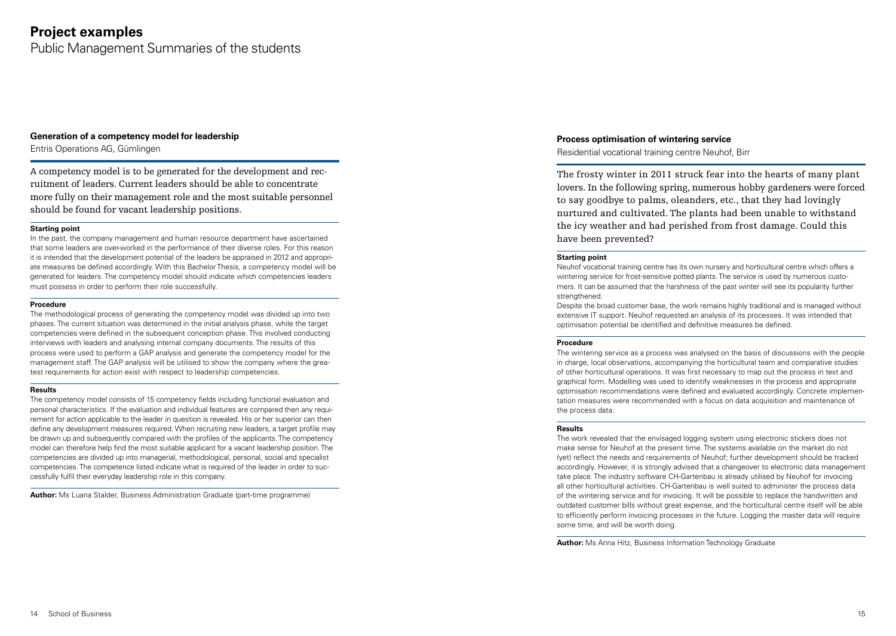# Project examples

Public Management Summaries of the students

## Generation of a competency model for leadership

Entris Operations AG, Gümlingen

A competency model is to be generated for the development and recruitment of leaders. Current leaders should be able to concentrate more fully on their management role and the most suitable personnel should be found for vacant leadership positions.

### Starting point

In the past, the company management and human resource department have ascertained that some leaders are over-worked in the performance of their diverse roles. For this reason it is intended that the development potential of the leaders be appraised in 2012 and appropriate measures be defined accordingly. With this Bachelor Thesis, a competency model will be generated for leaders. The competency model should indicate which competencies leaders must possess in order to perform their role successfully.

### Procedure

The methodological process of generating the competency model was divided up into two phases. The current situation was determined in the initial analysis phase, while the target competencies were defined in the subsequent conception phase. This involved conducting interviews with leaders and analysing internal company documents. The results of this process were used to perform a GAP analysis and generate the competency model for the management staff. The GAP analysis will be utilised to show the company where the greatest requirements for action exist with respect to leadership competencies.

### Results

The competency model consists of 15 competency fields including functional evaluation and personal characteristics. If the evaluation and individual features are compared then any requirement for action applicable to the leader in question is revealed. His or her superior can then define any development measures required. When recruiting new leaders, a target profile may be drawn up and subsequently compared with the profiles of the applicants. The competency model can therefore help find the most suitable applicant for a vacant leadership position. The competencies are divided up into managerial, methodological, personal, social and specialist competencies. The competence listed indicate what is required of the leader in order to successfully fulfil their everyday leadership role in this company.

**Author:** Ms Luana Stalder, Business Administration Graduate (part-time programme)

## Process optimisation of wintering service

Residential vocational training centre Neuhof, Birr

The frosty winter in 2011 struck fear into the hearts of many plant lovers. In the following spring, numerous hobby gardeners were forced to say goodbye to palms, oleanders, etc., that they had lovingly nurtured and cultivated. The plants had been unable to withstand the icy weather and had perished from frost damage. Could this have been prevented?

### Starting point

Neuhof vocational training centre has its own nursery and horticultural centre which offers a wintering service for frost-sensitive potted plants. The service is used by numerous customers. It can be assumed that the harshness of the past winter will see its popularity further strengthened.

Despite the broad customer base, the work remains highly traditional and is managed without extensive IT support. Neuhof requested an analysis of its processes. It was intended that optimisation potential be identified and definitive measures be defined.

### Procedure

The wintering service as a process was analysed on the basis of discussions with the people in charge, local observations, accompanying the horticultural team and comparative studies of other horticultural operations. It was first necessary to map out the process in text and graphical form. Modelling was used to identify weaknesses in the process and appropriate optimisation recommendations were defined and evaluated accordingly. Concrete implementation measures were recommended with a focus on data acquisition and maintenance of the process data.

### Results

The work revealed that the envisaged logging system using electronic stickers does not make sense for Neuhof at the present time. The systems available on the market do not (yet) reflect the needs and requirements of Neuhof; further development should be tracked accordingly. However, it is strongly advised that a changeover to electronic data management take place. The industry software CH-Gartenbau is already utilised by Neuhof for invoicing all other horticultural activities. CH-Gartenbau is well suited to administer the process data of the wintering service and for invoicing. It will be possible to replace the handwritten and outdated customer bills without great expense, and the horticultural centre itself will be able to efficiently perform invoicing processes in the future. Logging the master data will require some time, and will be worth doing.

**Author:** Ms Anna Hitz, Business Information Technology Graduate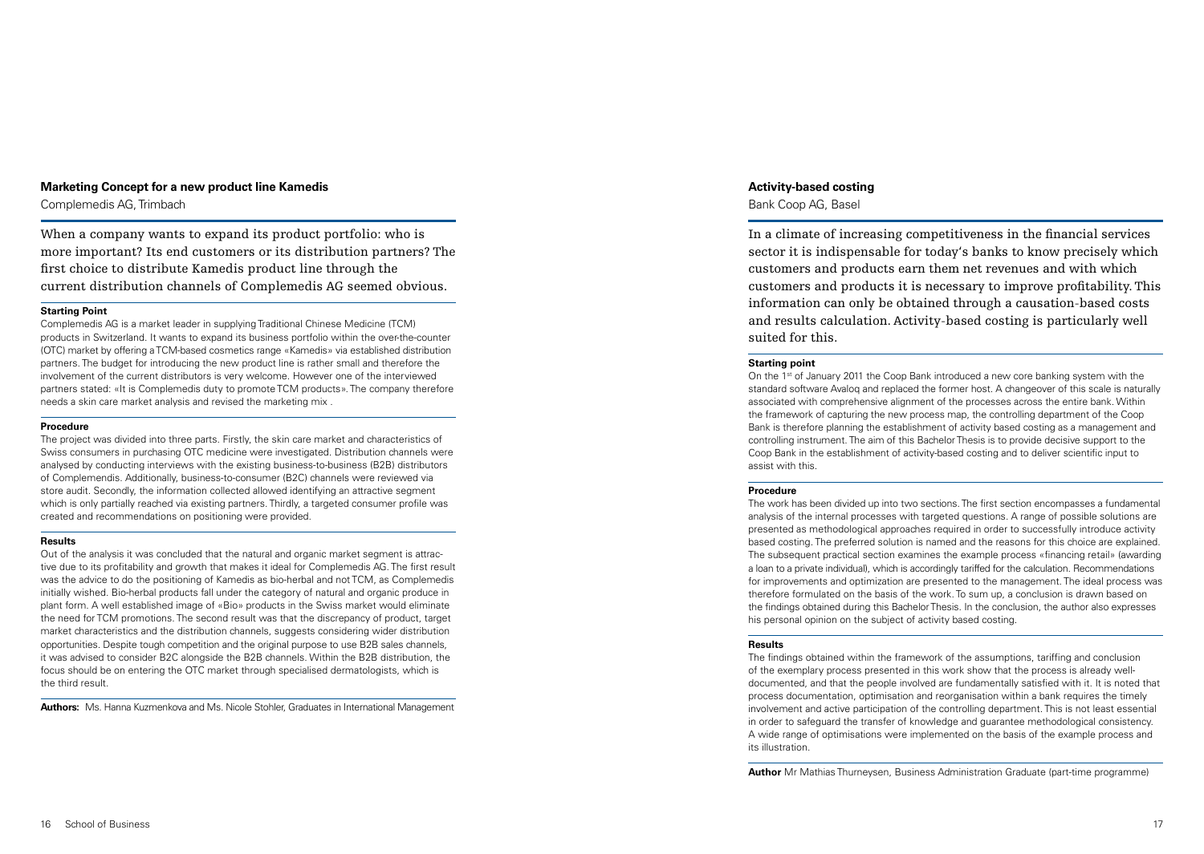## Marketing Concept for a new product line Kamedis

Complemedis AG, Trimbach

When a company wants to expand its product portfolio: who is more important? Its end customers or its distribution partners? The first choice to distribute Kamedis product line through the current distribution channels of Complemedis AG seemed obvious.

### Starting Point

Complemedis AG is a market leader in supplying Traditional Chinese Medicine (TCM) products in Switzerland. It wants to expand its business portfolio within the over-the-counter (OTC) market by offering a TCM-based cosmetics range «Kamedis» via established distribution partners. The budget for introducing the new product line is rather small and therefore the involvement of the current distributors is very welcome. However one of the interviewed partners stated: «It is Complemedis duty to promote TCM products». The company therefore needs a skin care market analysis and revised the marketing mix .

### Procedure

The project was divided into three parts. Firstly, the skin care market and characteristics of Swiss consumers in purchasing OTC medicine were investigated. Distribution channels were analysed by conducting interviews with the existing business-to-business (B2B) distributors of Complemendis. Additionally, business-to-consumer (B2C) channels were reviewed via store audit. Secondly, the information collected allowed identifying an attractive segment which is only partially reached via existing partners. Thirdly, a targeted consumer profile was created and recommendations on positioning were provided.

### Results

Out of the analysis it was concluded that the natural and organic market segment is attractive due to its profitability and growth that makes it ideal for Complemedis AG. The first result was the advice to do the positioning of Kamedis as bio-herbal and not TCM, as Complemedis initially wished. Bio-herbal products fall under the category of natural and organic produce in plant form. A well established image of «Bio» products in the Swiss market would eliminate the need for TCM promotions. The second result was that the discrepancy of product, target market characteristics and the distribution channels, suggests considering wider distribution opportunities. Despite tough competition and the original purpose to use B2B sales channels, it was advised to consider B2C alongside the B2B channels. Within the B2B distribution, the focus should be on entering the OTC market through specialised dermatologists, which is the third result.

**Authors:** Ms. Hanna Kuzmenkova and Ms. Nicole Stohler, Graduates in International Management

## Activity-based costing

Bank Coop AG, Basel

In a climate of increasing competitiveness in the financial services sector it is indispensable for today's banks to know precisely which customers and products earn them net revenues and with which customers and products it is necessary to improve profitability. This information can only be obtained through a causation-based costs and results calculation. Activity-based costing is particularly well suited for this.

### Starting point

On the 1st of January 2011 the Coop Bank introduced a new core banking system with the standard software Avaloq and replaced the former host. A changeover of this scale is naturally associated with comprehensive alignment of the processes across the entire bank. Within the framework of capturing the new process map, the controlling department of the Coop Bank is therefore planning the establishment of activity based costing as a management and controlling instrument. The aim of this Bachelor Thesis is to provide decisive support to the Coop Bank in the establishment of activity-based costing and to deliver scientific input to assist with this.

### Procedure

The work has been divided up into two sections. The first section encompasses a fundamental analysis of the internal processes with targeted questions. A range of possible solutions are presented as methodological approaches required in order to successfully introduce activity based costing. The preferred solution is named and the reasons for this choice are explained. The subsequent practical section examines the example process «financing retail» (awarding a loan to a private individual), which is accordingly tariffed for the calculation. Recommendations for improvements and optimization are presented to the management. The ideal process was therefore formulated on the basis of the work. To sum up, a conclusion is drawn based on the findings obtained during this Bachelor Thesis. In the conclusion, the author also expresses his personal opinion on the subject of activity based costing.

### Results

The findings obtained within the framework of the assumptions, tariffing and conclusion of the exemplary process presented in this work show that the process is already well-documented, and that the people involved are fundamentally satisfied with it. It is noted that process documentation, optimisation and reorganisation within a bank requires the timely involvement and active participation of the controlling department. This is not least essential in order to safeguard the transfer of knowledge and guarantee methodological consistency. A wide range of optimisations were implemented on the basis of the example process and its illustration.

**Author** Mr Mathias Thurneysen, Business Administration Graduate (part-time programme)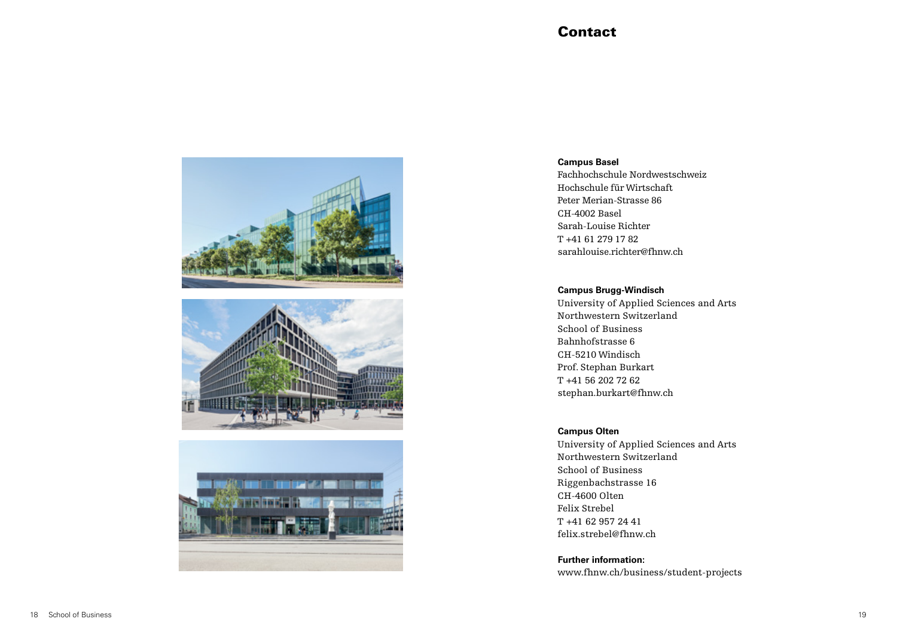# Contact

**Campus Basel**
Fachhochschule Nordwestschweiz
Hochschule für Wirtschaft
Peter Merian-Strasse 86
CH-4002 Basel
Sarah-Louise Richter
T +41 61 279 17 82
sarahlouise.richter@fhnw.ch

**Campus Brugg-Windisch**
University of Applied Sciences and Arts
Northwestern Switzerland
School of Business
Bahnhofstrasse 6
CH-5210 Windisch
Prof. Stephan Burkart
T +41 56 202 72 62
stephan.burkart@fhnw.ch

**Campus Olten**
University of Applied Sciences and Arts
Northwestern Switzerland
School of Business
Riggenbachstrasse 16
CH-4600 Olten
Felix Strebel
T +41 62 957 24 41
felix.strebel@fhnw.ch

**Further information:**
www.fhnw.ch/business/student-projects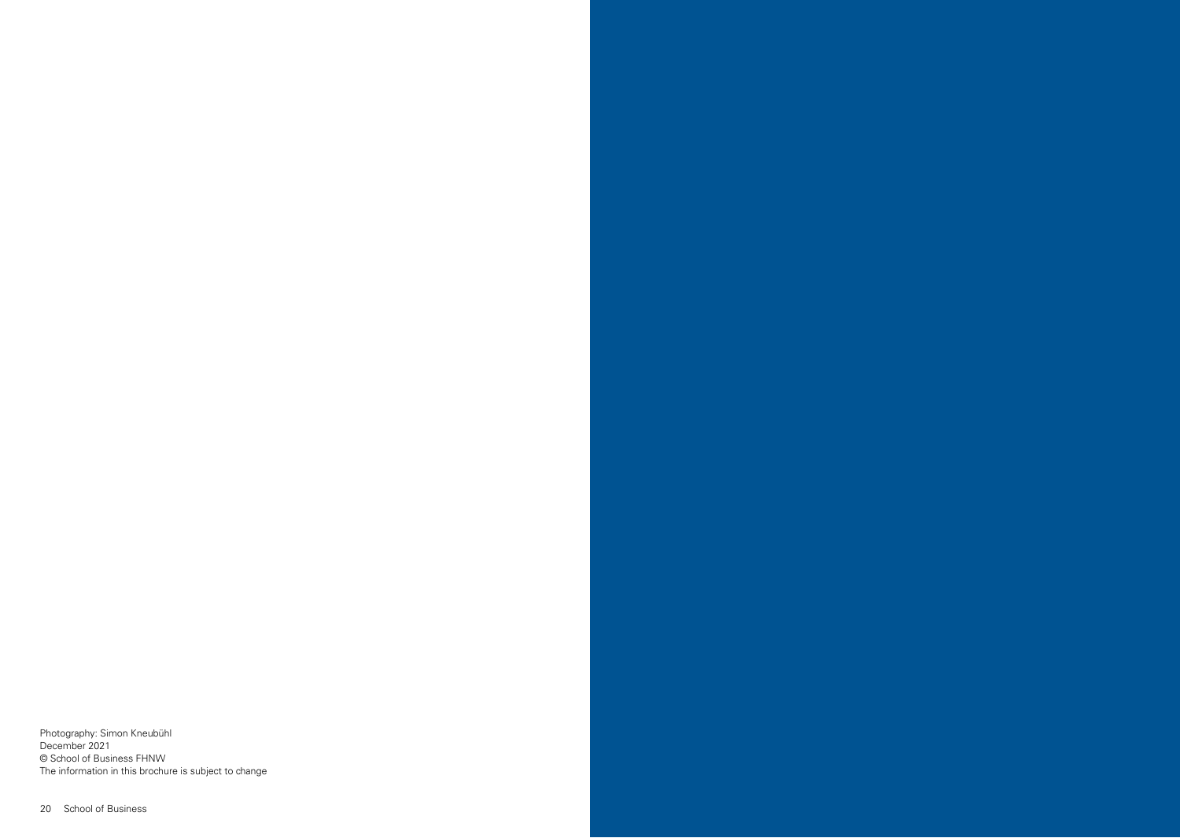Photography: Simon Kneubühl
December 2021
© School of Business FHNW
The information in this brochure is subject to change